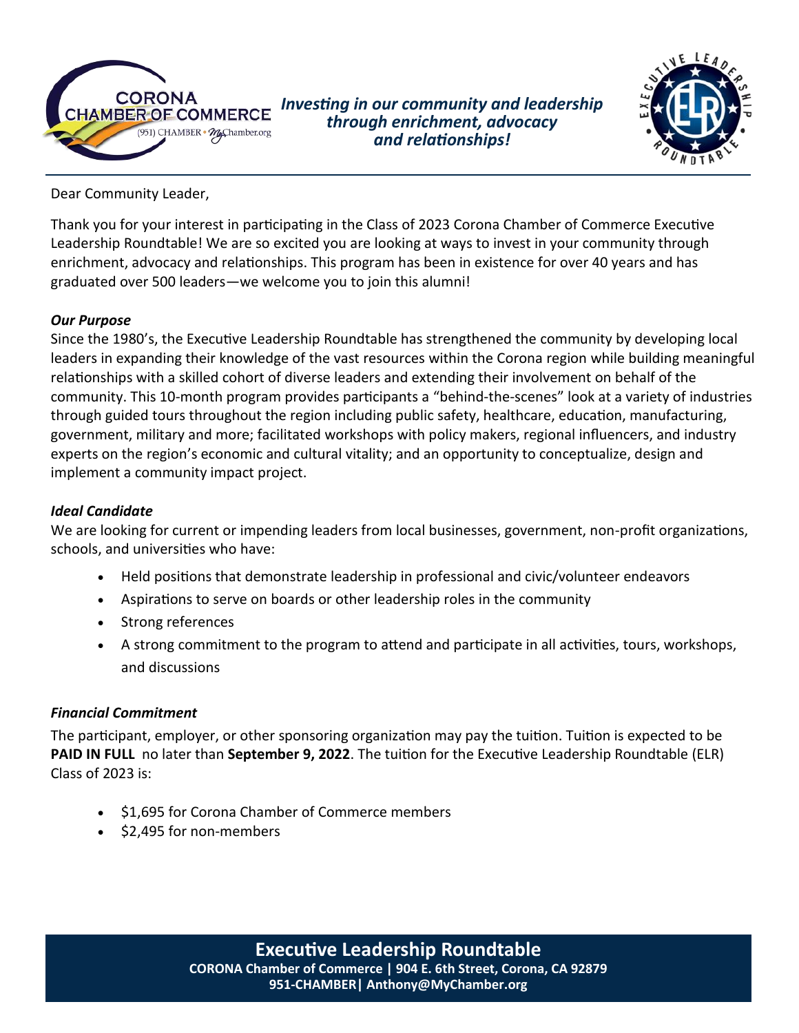*Investing in our community and leadership through enrichment, advocacy and relationships!*

Dear Community Leader,

Thank you for your interest in participating in the Class of 2023 Corona Chamber of Commerce Executive Leadership Roundtable! We are so excited you are looking at ways to invest in your community through enrichment, advocacy and relationships. This program has been in existence for over 40 years and has graduated over 500 leaders—we welcome you to join this alumni!

***Our Purpose***

Since the 1980's, the Executive Leadership Roundtable has strengthened the community by developing local leaders in expanding their knowledge of the vast resources within the Corona region while building meaningful relationships with a skilled cohort of diverse leaders and extending their involvement on behalf of the community. This 10-month program provides participants a "behind-the-scenes" look at a variety of industries through guided tours throughout the region including public safety, healthcare, education, manufacturing, government, military and more; facilitated workshops with policy makers, regional influencers, and industry experts on the region's economic and cultural vitality; and an opportunity to conceptualize, design and implement a community impact project.

***Ideal Candidate***

We are looking for current or impending leaders from local businesses, government, non-profit organizations, schools, and universities who have:

- Held positions that demonstrate leadership in professional and civic/volunteer endeavors
- Aspirations to serve on boards or other leadership roles in the community
- Strong references
- A strong commitment to the program to attend and participate in all activities, tours, workshops, and discussions

***Financial Commitment***

The participant, employer, or other sponsoring organization may pay the tuition. Tuition is expected to be **PAID IN FULL** no later than **September 9, 2022**. The tuition for the Executive Leadership Roundtable (ELR) Class of 2023 is:

- $1,695 for Corona Chamber of Commerce members
- $2,495 for non-members

**Executive Leadership Roundtable**
**CORONA Chamber of Commerce | 904 E. 6th Street, Corona, CA 92879**
**951-CHAMBER| Anthony@MyChamber.org**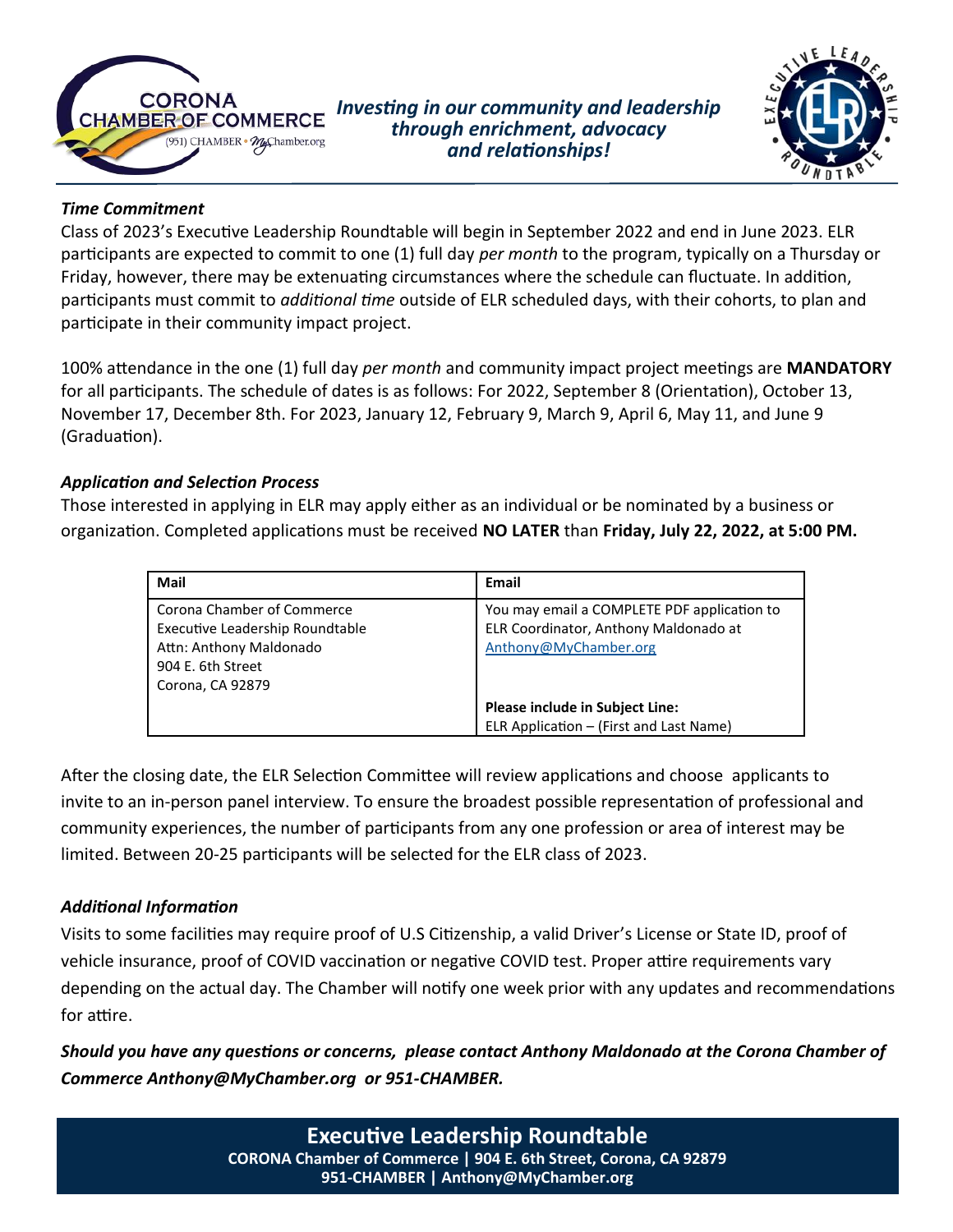*Investing in our community and leadership through enrichment, advocacy and relationships!*

### *Time Commitment*

Class of 2023's Executive Leadership Roundtable will begin in September 2022 and end in June 2023. ELR participants are expected to commit to one (1) full day *per month* to the program, typically on a Thursday or Friday, however, there may be extenuating circumstances where the schedule can fluctuate. In addition, participants must commit to *additional time* outside of ELR scheduled days, with their cohorts, to plan and participate in their community impact project.

100% attendance in the one (1) full day *per month* and community impact project meetings are **MANDATORY** for all participants. The schedule of dates is as follows: For 2022, September 8 (Orientation), October 13, November 17, December 8th. For 2023, January 12, February 9, March 9, April 6, May 11, and June 9 (Graduation).

### *Application and Selection Process*

Those interested in applying in ELR may apply either as an individual or be nominated by a business or organization. Completed applications must be received **NO LATER** than **Friday, July 22, 2022, at 5:00 PM.**

| Mail | Email |
|---|---|
| Corona Chamber of Commerce<br>Executive Leadership Roundtable<br>Attn: Anthony Maldonado<br>904 E. 6th Street<br>Corona, CA 92879 | You may email a COMPLETE PDF application to ELR Coordinator, Anthony Maldonado at Anthony@MyChamber.org<br><br>**Please include in Subject Line:**<br>ELR Application – (First and Last Name) |

After the closing date, the ELR Selection Committee will review applications and choose applicants to invite to an in-person panel interview. To ensure the broadest possible representation of professional and community experiences, the number of participants from any one profession or area of interest may be limited. Between 20-25 participants will be selected for the ELR class of 2023.

### *Additional Information*

Visits to some facilities may require proof of U.S Citizenship, a valid Driver's License or State ID, proof of vehicle insurance, proof of COVID vaccination or negative COVID test. Proper attire requirements vary depending on the actual day. The Chamber will notify one week prior with any updates and recommendations for attire.

***Should you have any questions or concerns, please contact Anthony Maldonado at the Corona Chamber of Commerce Anthony@MyChamber.org or 951-CHAMBER.***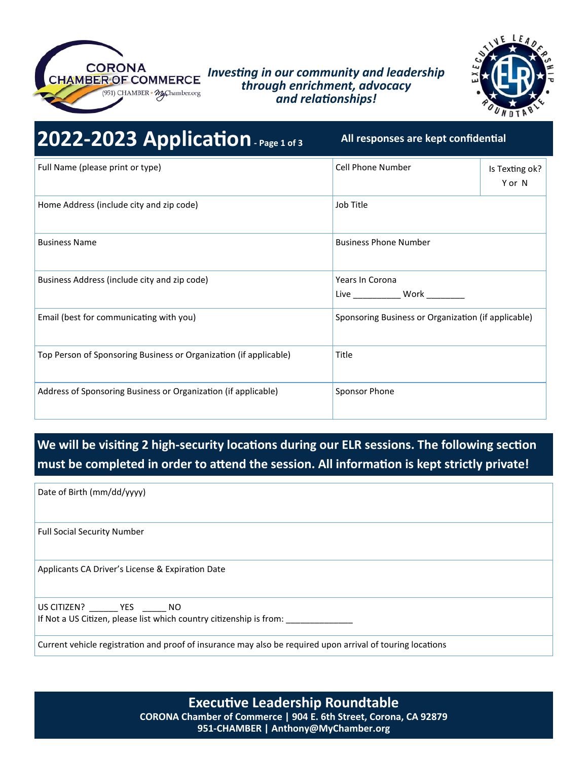CORONA CHAMBER OF COMMERCE
(951) CHAMBER • MyChamber.org

***Investing in our community and leadership through enrichment, advocacy and relationships!***

EXECUTIVE LEADERSHIP ROUNDTABLE

# 2022-2023 Application - Page 1 of 3

**All responses are kept confidential**

| Full Name (please print or type) | Cell Phone Number | Is Texting ok? Y or N |
|---|---|---|
| Home Address (include city and zip code) | Job Title | |
| Business Name | Business Phone Number | |
| Business Address (include city and zip code) | Years In Corona<br>Live __________ Work ________ | |
| Email (best for communicating with you) | Sponsoring Business or Organization (if applicable) | |
| Top Person of Sponsoring Business or Organization (if applicable) | Title | |
| Address of Sponsoring Business or Organization (if applicable) | Sponsor Phone | |

**We will be visiting 2 high-security locations during our ELR sessions. The following section must be completed in order to attend the session. All information is kept strictly private!**

| Date of Birth (mm/dd/yyyy) |
|---|
| Full Social Security Number |
| Applicants CA Driver's License & Expiration Date |
| US CITIZEN? ______ YES _____ NO<br>If Not a US Citizen, please list which country citizenship is from: ______________ |
| Current vehicle registration and proof of insurance may also be required upon arrival of touring locations |

**Executive Leadership Roundtable**
**CORONA Chamber of Commerce | 904 E. 6th Street, Corona, CA 92879**
**951-CHAMBER | Anthony@MyChamber.org**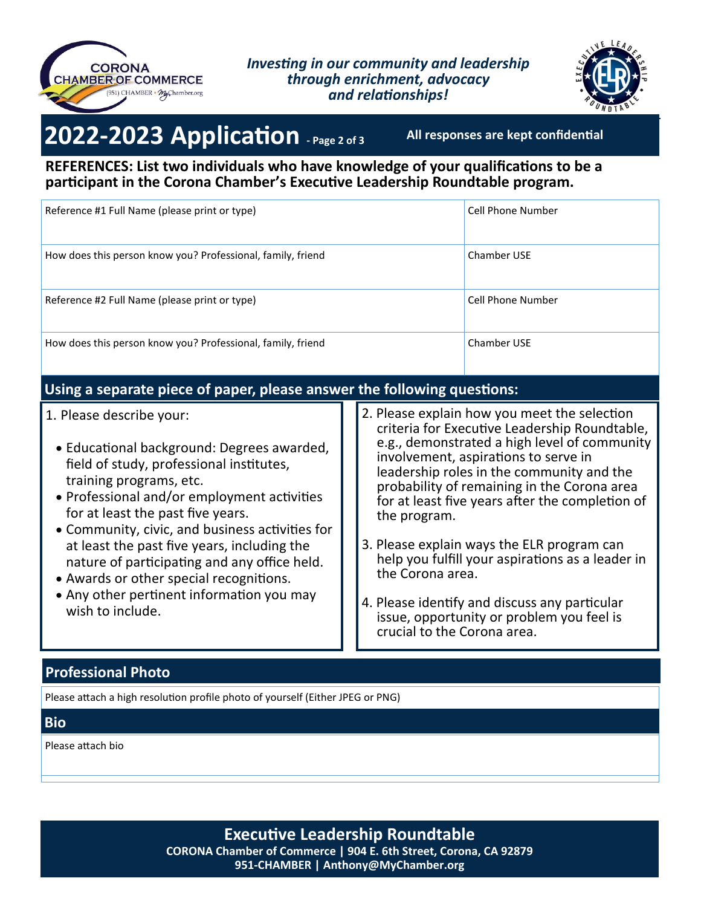*Investing in our community and leadership through enrichment, advocacy and relationships!*

# 2022-2023 Application - Page 2 of 3

**All responses are kept confidential**

**REFERENCES: List two individuals who have knowledge of your qualifications to be a participant in the Corona Chamber's Executive Leadership Roundtable program.**

| Reference #1 Full Name (please print or type) | Cell Phone Number |
|---|---|
| How does this person know you? Professional, family, friend | Chamber USE |
| Reference #2 Full Name (please print or type) | Cell Phone Number |
| How does this person know you? Professional, family, friend | Chamber USE |

## Using a separate piece of paper, please answer the following questions:

1. Please describe your:
   - Educational background: Degrees awarded, field of study, professional institutes, training programs, etc.
   - Professional and/or employment activities for at least the past five years.
   - Community, civic, and business activities for at least the past five years, including the nature of participating and any office held.
   - Awards or other special recognitions.
   - Any other pertinent information you may wish to include.
2. Please explain how you meet the selection criteria for Executive Leadership Roundtable, e.g., demonstrated a high level of community involvement, aspirations to serve in leadership roles in the community and the probability of remaining in the Corona area for at least five years after the completion of the program.
3. Please explain ways the ELR program can help you fulfill your aspirations as a leader in the Corona area.
4. Please identify and discuss any particular issue, opportunity or problem you feel is crucial to the Corona area.

## Professional Photo

Please attach a high resolution profile photo of yourself (Either JPEG or PNG)

## Bio

Please attach bio

**Executive Leadership Roundtable**
**CORONA Chamber of Commerce | 904 E. 6th Street, Corona, CA 92879**
**951-CHAMBER | Anthony@MyChamber.org**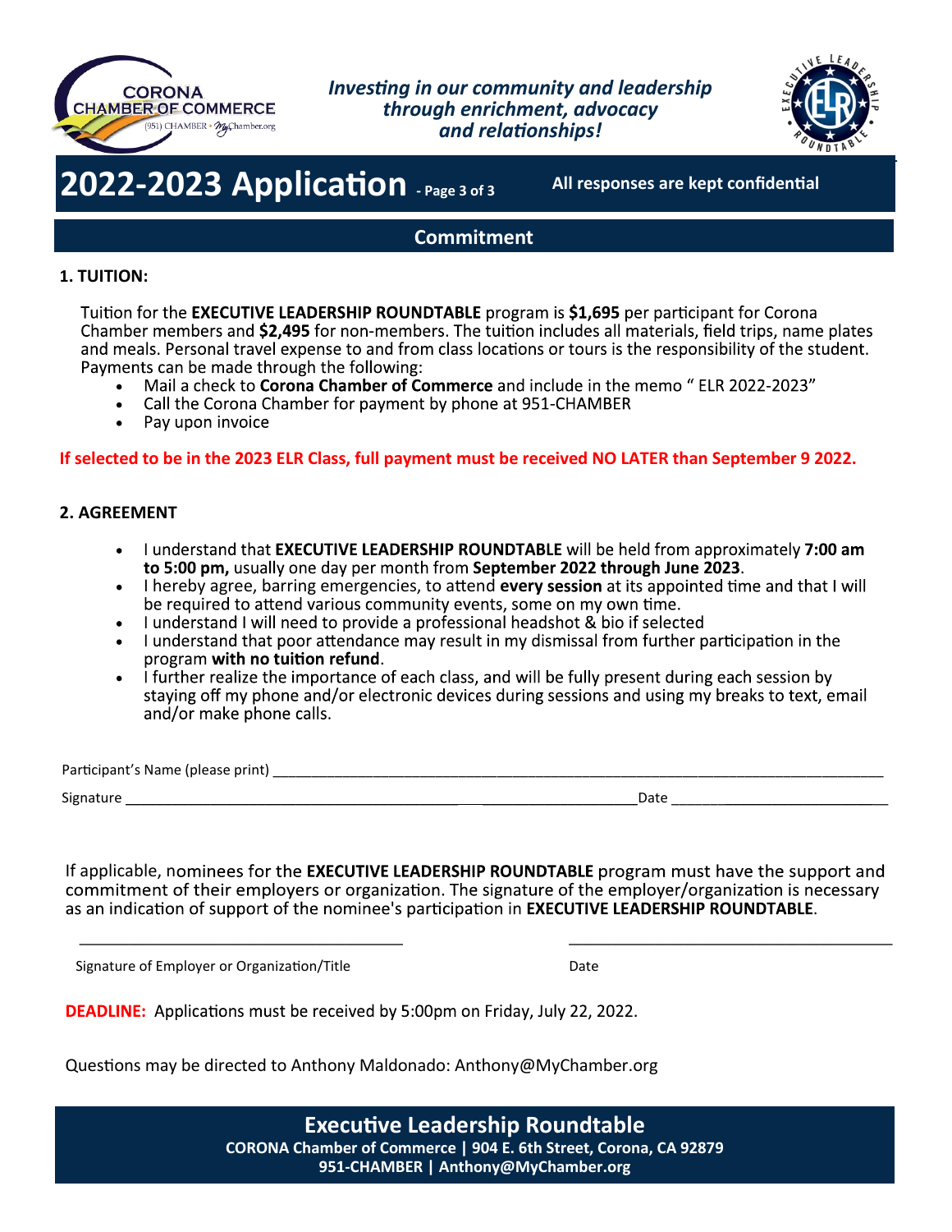CORONA CHAMBER OF COMMERCE

*Investing in our community and leadership through enrichment, advocacy and relationships!*

# 2022-2023 Application - Page 3 of 3

**All responses are kept confidential**

## Commitment

### 1. TUITION:

Tuition for the **EXECUTIVE LEADERSHIP ROUNDTABLE** program is **$1,695** per participant for Corona Chamber members and **$2,495** for non-members. The tuition includes all materials, field trips, name plates and meals. Personal travel expense to and from class locations or tours is the responsibility of the student. Payments can be made through the following:

- Mail a check to **Corona Chamber of Commerce** and include in the memo " ELR 2022-2023"
- Call the Corona Chamber for payment by phone at 951-CHAMBER
- Pay upon invoice

**If selected to be in the 2023 ELR Class, full payment must be received NO LATER than September 9 2022.**

### 2. AGREEMENT

- I understand that **EXECUTIVE LEADERSHIP ROUNDTABLE** will be held from approximately **7:00 am to 5:00 pm,** usually one day per month from **September 2022 through June 2023**.
- I hereby agree, barring emergencies, to attend **every session** at its appointed time and that I will be required to attend various community events, some on my own time.
- I understand I will need to provide a professional headshot & bio if selected
- I understand that poor attendance may result in my dismissal from further participation in the program **with no tuition refund**.
- I further realize the importance of each class, and will be fully present during each session by staying off my phone and/or electronic devices during sessions and using my breaks to text, email and/or make phone calls.

Participant's Name (please print) ____________________________________________

Signature ____________________________________________ Date ____________________

If applicable, nominees for the **EXECUTIVE LEADERSHIP ROUNDTABLE** program must have the support and commitment of their employers or organization. The signature of the employer/organization is necessary as an indication of support of the nominee's participation in **EXECUTIVE LEADERSHIP ROUNDTABLE**.

____________________________________________ ____________________________________________

Signature of Employer or Organization/Title Date

**DEADLINE:** Applications must be received by 5:00pm on Friday, July 22, 2022.

Questions may be directed to Anthony Maldonado: Anthony@MyChamber.org

**Executive Leadership Roundtable**
**CORONA Chamber of Commerce | 904 E. 6th Street, Corona, CA 92879**
**951-CHAMBER | Anthony@MyChamber.org**